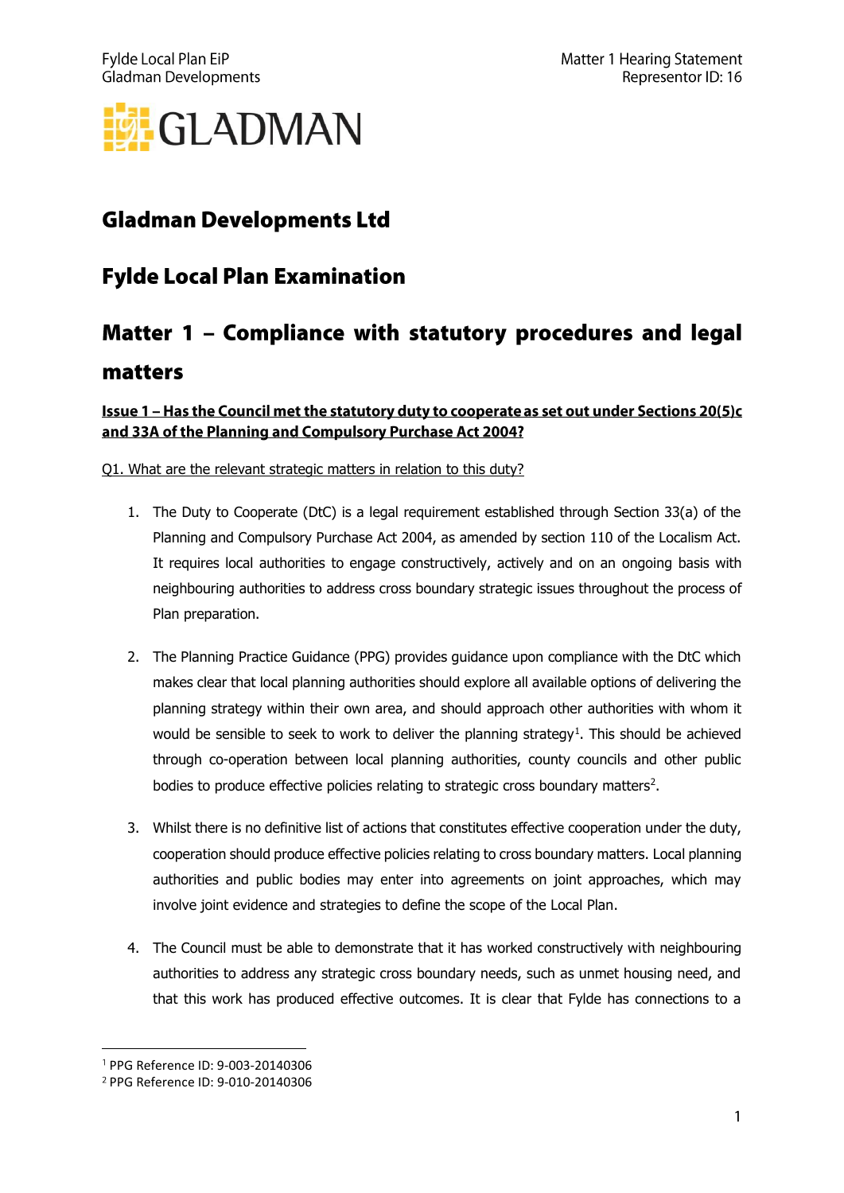# Gladman Developments Ltd

# Fylde Local Plan Examination

## Matter 1 – Compliance with statutory procedures and legal matters

**Issue 1 – Has the Council met the statutory duty to cooperate as set out under Sections 20(5)c and 33A of the Planning and Compulsory Purchase Act 2004?**

Q1. What are the relevant strategic matters in relation to this duty?

1. The Duty to Cooperate (DtC) is a legal requirement established through Section 33(a) of the Planning and Compulsory Purchase Act 2004, as amended by section 110 of the Localism Act. It requires local authorities to engage constructively, actively and on an ongoing basis with neighbouring authorities to address cross boundary strategic issues throughout the process of Plan preparation.

2. The Planning Practice Guidance (PPG) provides guidance upon compliance with the DtC which makes clear that local planning authorities should explore all available options of delivering the planning strategy within their own area, and should approach other authorities with whom it would be sensible to seek to work to deliver the planning strategy[1]. This should be achieved through co-operation between local planning authorities, county councils and other public bodies to produce effective policies relating to strategic cross boundary matters[2].

3. Whilst there is no definitive list of actions that constitutes effective cooperation under the duty, cooperation should produce effective policies relating to cross boundary matters. Local planning authorities and public bodies may enter into agreements on joint approaches, which may involve joint evidence and strategies to define the scope of the Local Plan.

4. The Council must be able to demonstrate that it has worked constructively with neighbouring authorities to address any strategic cross boundary needs, such as unmet housing need, and that this work has produced effective outcomes. It is clear that Fylde has connections to a

[1] PPG Reference ID: 9-003-20140306
[2] PPG Reference ID: 9-010-20140306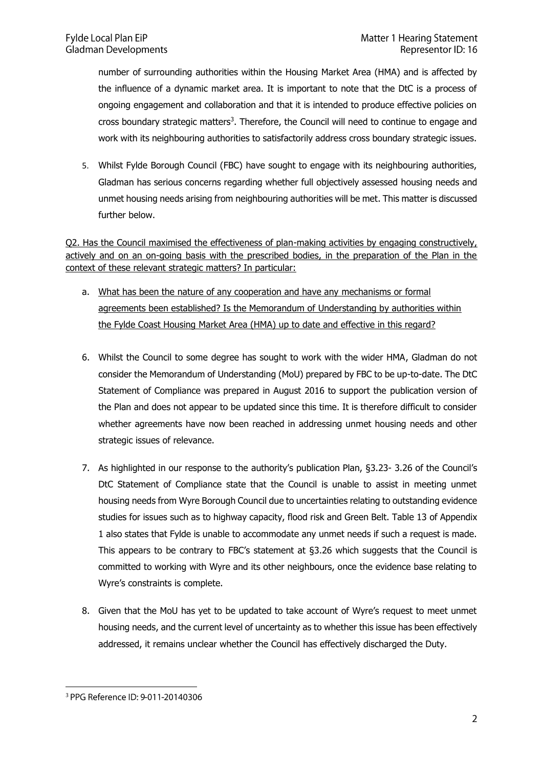number of surrounding authorities within the Housing Market Area (HMA) and is affected by the influence of a dynamic market area. It is important to note that the DtC is a process of ongoing engagement and collaboration and that it is intended to produce effective policies on cross boundary strategic matters[3]. Therefore, the Council will need to continue to engage and work with its neighbouring authorities to satisfactorily address cross boundary strategic issues.

5. Whilst Fylde Borough Council (FBC) have sought to engage with its neighbouring authorities, Gladman has serious concerns regarding whether full objectively assessed housing needs and unmet housing needs arising from neighbouring authorities will be met. This matter is discussed further below.

<u>Q2. Has the Council maximised the effectiveness of plan-making activities by engaging constructively, actively and on an on-going basis with the prescribed bodies, in the preparation of the Plan in the context of these relevant strategic matters? In particular:</u>

a. <u>What has been the nature of any cooperation and have any mechanisms or formal agreements been established? Is the Memorandum of Understanding by authorities within the Fylde Coast Housing Market Area (HMA) up to date and effective in this regard?</u>

6. Whilst the Council to some degree has sought to work with the wider HMA, Gladman do not consider the Memorandum of Understanding (MoU) prepared by FBC to be up-to-date. The DtC Statement of Compliance was prepared in August 2016 to support the publication version of the Plan and does not appear to be updated since this time. It is therefore difficult to consider whether agreements have now been reached in addressing unmet housing needs and other strategic issues of relevance.

7. As highlighted in our response to the authority's publication Plan, §3.23- 3.26 of the Council's DtC Statement of Compliance state that the Council is unable to assist in meeting unmet housing needs from Wyre Borough Council due to uncertainties relating to outstanding evidence studies for issues such as to highway capacity, flood risk and Green Belt. Table 13 of Appendix 1 also states that Fylde is unable to accommodate any unmet needs if such a request is made. This appears to be contrary to FBC's statement at §3.26 which suggests that the Council is committed to working with Wyre and its other neighbours, once the evidence base relating to Wyre's constraints is complete.

8. Given that the MoU has yet to be updated to take account of Wyre's request to meet unmet housing needs, and the current level of uncertainty as to whether this issue has been effectively addressed, it remains unclear whether the Council has effectively discharged the Duty.

---

[3] PPG Reference ID: 9-011-20140306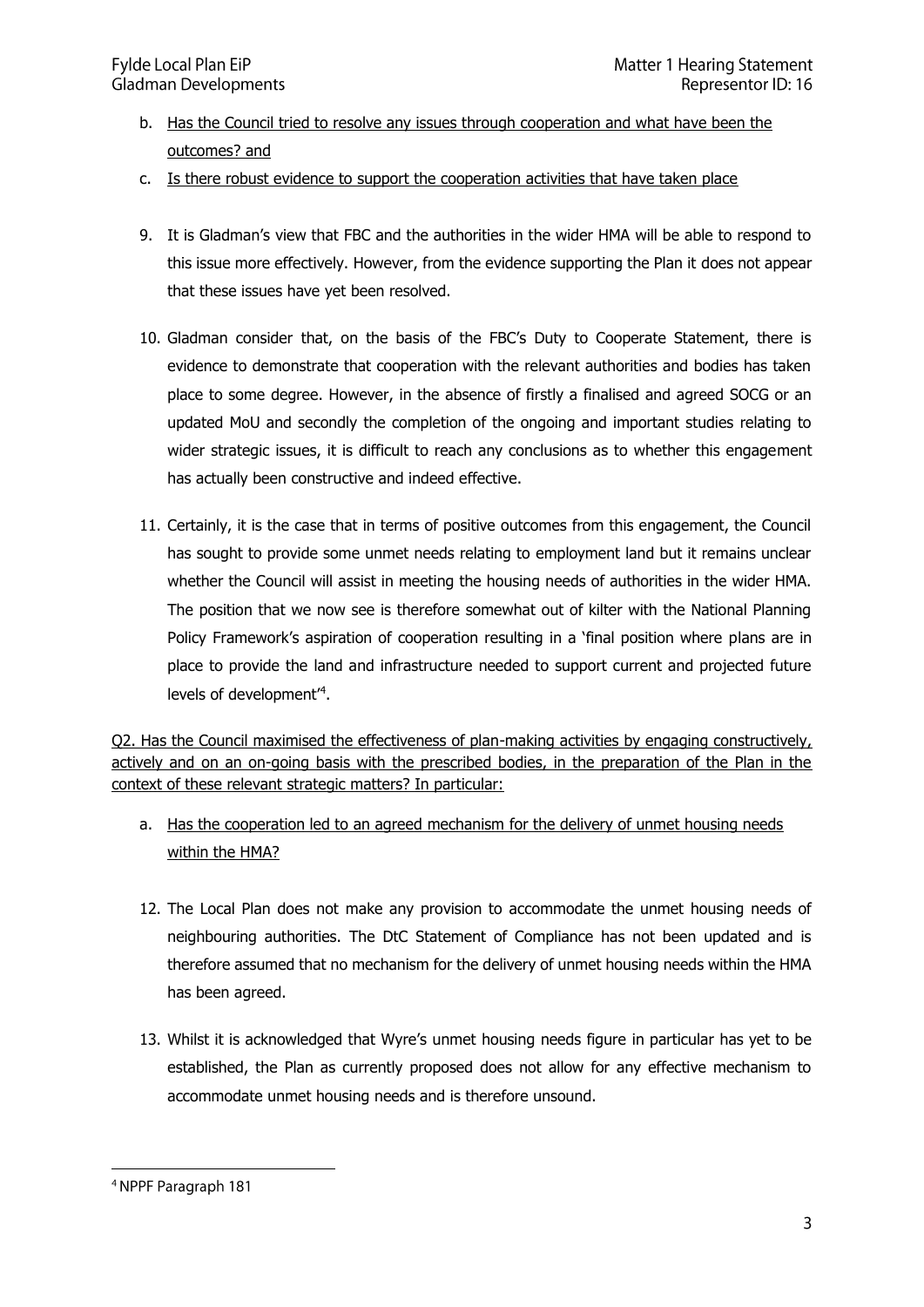b. <u>Has the Council tried to resolve any issues through cooperation and what have been the outcomes? and</u>

c. <u>Is there robust evidence to support the cooperation activities that have taken place</u>

9. It is Gladman's view that FBC and the authorities in the wider HMA will be able to respond to this issue more effectively. However, from the evidence supporting the Plan it does not appear that these issues have yet been resolved.

10. Gladman consider that, on the basis of the FBC's Duty to Cooperate Statement, there is evidence to demonstrate that cooperation with the relevant authorities and bodies has taken place to some degree. However, in the absence of firstly a finalised and agreed SOCG or an updated MoU and secondly the completion of the ongoing and important studies relating to wider strategic issues, it is difficult to reach any conclusions as to whether this engagement has actually been constructive and indeed effective.

11. Certainly, it is the case that in terms of positive outcomes from this engagement, the Council has sought to provide some unmet needs relating to employment land but it remains unclear whether the Council will assist in meeting the housing needs of authorities in the wider HMA. The position that we now see is therefore somewhat out of kilter with the National Planning Policy Framework's aspiration of cooperation resulting in a 'final position where plans are in place to provide the land and infrastructure needed to support current and projected future levels of development'[4].

<u>Q2. Has the Council maximised the effectiveness of plan-making activities by engaging constructively, actively and on an on-going basis with the prescribed bodies, in the preparation of the Plan in the context of these relevant strategic matters? In particular:</u>

a. <u>Has the cooperation led to an agreed mechanism for the delivery of unmet housing needs within the HMA?</u>

12. The Local Plan does not make any provision to accommodate the unmet housing needs of neighbouring authorities. The DtC Statement of Compliance has not been updated and is therefore assumed that no mechanism for the delivery of unmet housing needs within the HMA has been agreed.

13. Whilst it is acknowledged that Wyre's unmet housing needs figure in particular has yet to be established, the Plan as currently proposed does not allow for any effective mechanism to accommodate unmet housing needs and is therefore unsound.

---

[4] NPPF Paragraph 181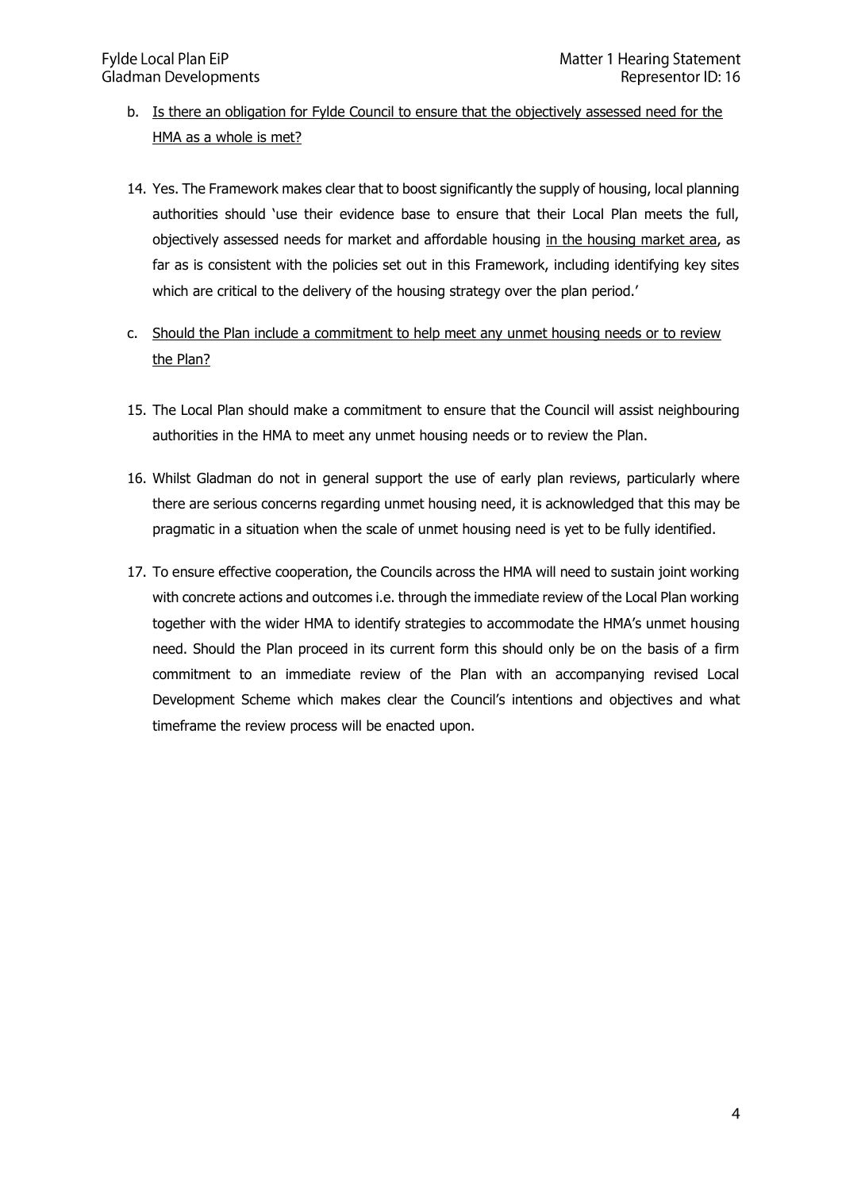b. <u>Is there an obligation for Fylde Council to ensure that the objectively assessed need for the HMA as a whole is met?</u>

14. Yes. The Framework makes clear that to boost significantly the supply of housing, local planning authorities should 'use their evidence base to ensure that their Local Plan meets the full, objectively assessed needs for market and affordable housing <u>in the housing market area</u>, as far as is consistent with the policies set out in this Framework, including identifying key sites which are critical to the delivery of the housing strategy over the plan period.'

c. <u>Should the Plan include a commitment to help meet any unmet housing needs or to review the Plan?</u>

15. The Local Plan should make a commitment to ensure that the Council will assist neighbouring authorities in the HMA to meet any unmet housing needs or to review the Plan.

16. Whilst Gladman do not in general support the use of early plan reviews, particularly where there are serious concerns regarding unmet housing need, it is acknowledged that this may be pragmatic in a situation when the scale of unmet housing need is yet to be fully identified.

17. To ensure effective cooperation, the Councils across the HMA will need to sustain joint working with concrete actions and outcomes i.e. through the immediate review of the Local Plan working together with the wider HMA to identify strategies to accommodate the HMA's unmet housing need. Should the Plan proceed in its current form this should only be on the basis of a firm commitment to an immediate review of the Plan with an accompanying revised Local Development Scheme which makes clear the Council's intentions and objectives and what timeframe the review process will be enacted upon.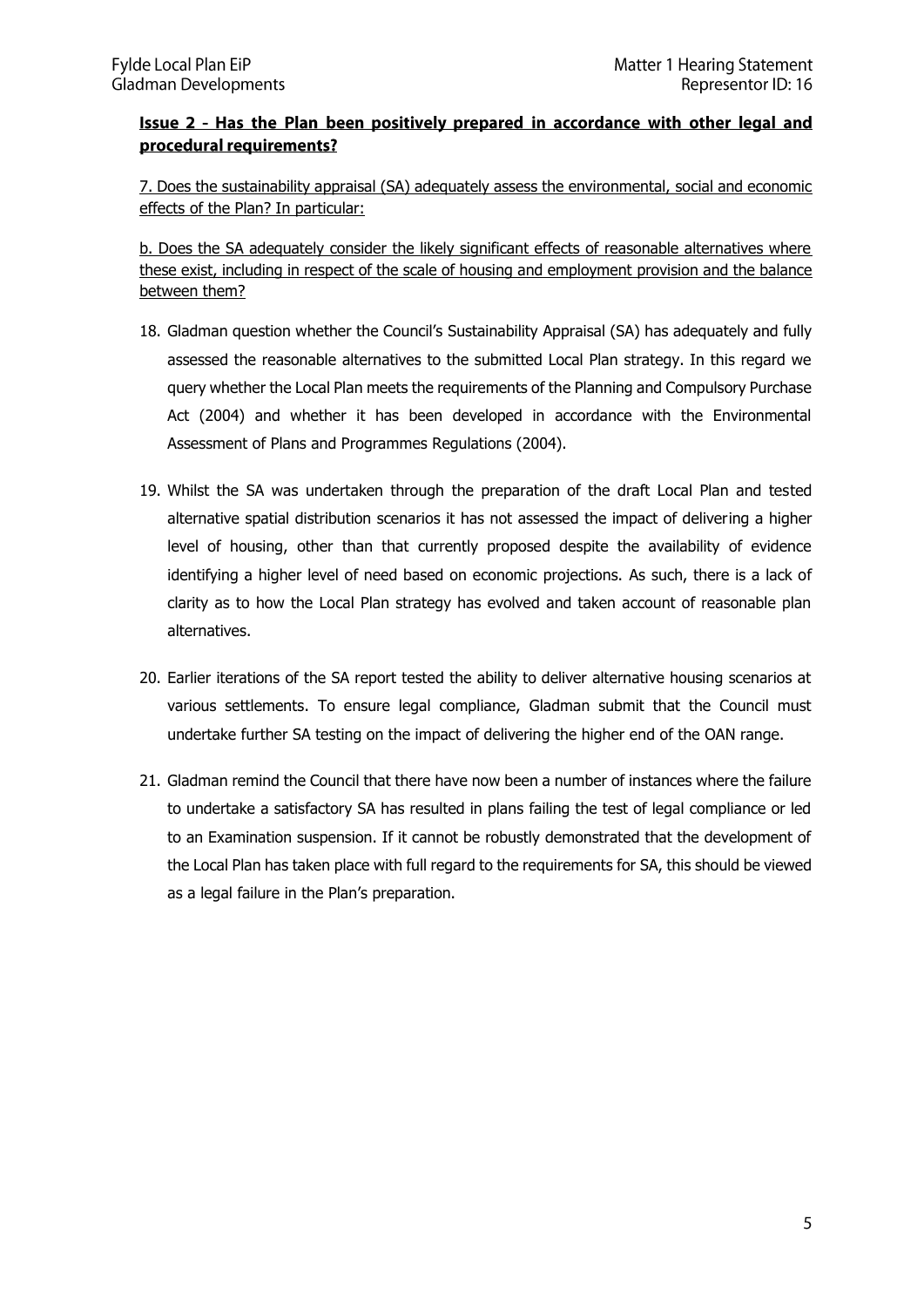**Issue 2 - Has the Plan been positively prepared in accordance with other legal and procedural requirements?**

7. Does the sustainability appraisal (SA) adequately assess the environmental, social and economic effects of the Plan? In particular:

b. Does the SA adequately consider the likely significant effects of reasonable alternatives where these exist, including in respect of the scale of housing and employment provision and the balance between them?

18. Gladman question whether the Council's Sustainability Appraisal (SA) has adequately and fully assessed the reasonable alternatives to the submitted Local Plan strategy. In this regard we query whether the Local Plan meets the requirements of the Planning and Compulsory Purchase Act (2004) and whether it has been developed in accordance with the Environmental Assessment of Plans and Programmes Regulations (2004).

19. Whilst the SA was undertaken through the preparation of the draft Local Plan and tested alternative spatial distribution scenarios it has not assessed the impact of delivering a higher level of housing, other than that currently proposed despite the availability of evidence identifying a higher level of need based on economic projections. As such, there is a lack of clarity as to how the Local Plan strategy has evolved and taken account of reasonable plan alternatives.

20. Earlier iterations of the SA report tested the ability to deliver alternative housing scenarios at various settlements. To ensure legal compliance, Gladman submit that the Council must undertake further SA testing on the impact of delivering the higher end of the OAN range.

21. Gladman remind the Council that there have now been a number of instances where the failure to undertake a satisfactory SA has resulted in plans failing the test of legal compliance or led to an Examination suspension. If it cannot be robustly demonstrated that the development of the Local Plan has taken place with full regard to the requirements for SA, this should be viewed as a legal failure in the Plan's preparation.